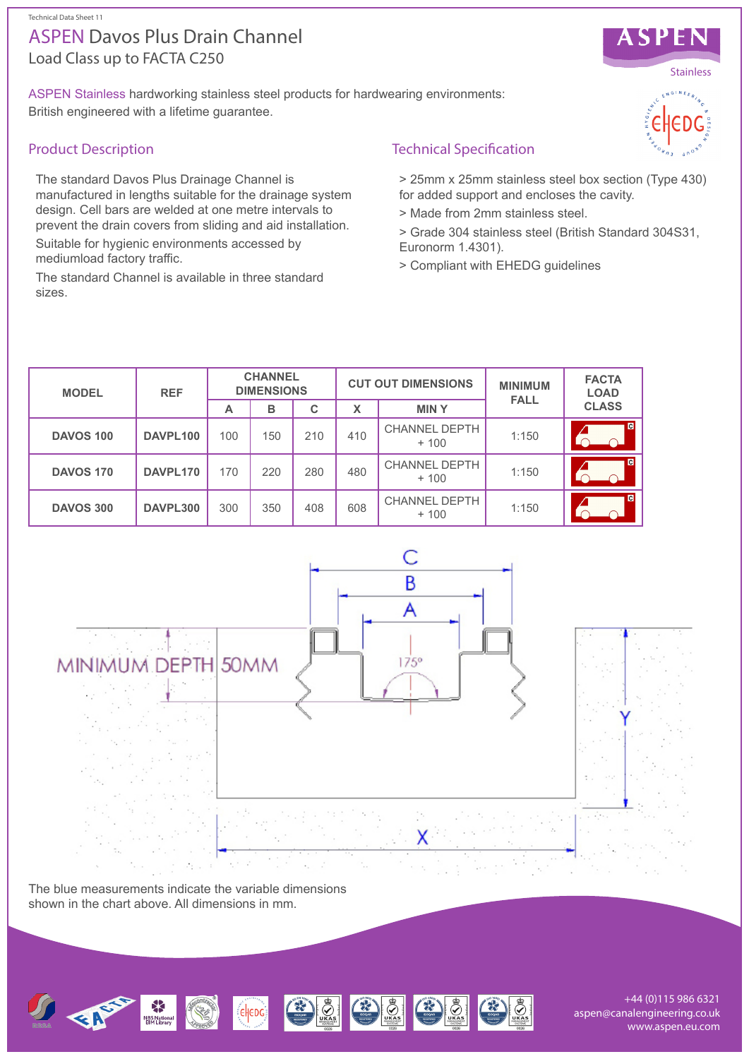Technical Data Sheet 11

# ASPEN Davos Plus Drain Channel

Load Class up to FACTA C250

ASPEN Stainless hardworking stainless steel products for hardwearing environments: British engineered with a lifetime guarantee.

## Product Description

The standard Davos Plus Drainage Channel is manufactured in lengths suitable for the drainage system design. Cell bars are welded at one metre intervals to prevent the drain covers from sliding and aid installation.

Suitable for hygienic environments accessed by mediumload factory traffic.

The standard Channel is available in three standard sizes.

## Technical Specification

> 25mm x 25mm stainless steel box section (Type 430) for added support and encloses the cavity.

> Made from 2mm stainless steel.

> Grade 304 stainless steel (British Standard 304S31, Euronorm 1.4301).

> Compliant with EHEDG guidelines

| MODEL | REF | CHANNEL DIMENSIONS | | | CUT OUT DIMENSIONS | | MINIMUM FALL | FACTA LOAD CLASS |
|---|---|---|---|---|---|---|---|---|
| | | A | B | C | X | MIN Y | | |
| DAVOS 100 | DAVPL100 | 100 | 150 | 210 | 410 | CHANNEL DEPTH + 100 | 1:150 | C |
| DAVOS 170 | DAVPL170 | 170 | 220 | 280 | 480 | CHANNEL DEPTH + 100 | 1:150 | C |
| DAVOS 300 | DAVPL300 | 300 | 350 | 408 | 608 | CHANNEL DEPTH + 100 | 1:150 | C |

MINIMUM DEPTH 50MM

The blue measurements indicate the variable dimensions shown in the chart above. All dimensions in mm.

+44 (0)115 986 6321
aspen@canalengineering.co.uk
www.aspen.eu.com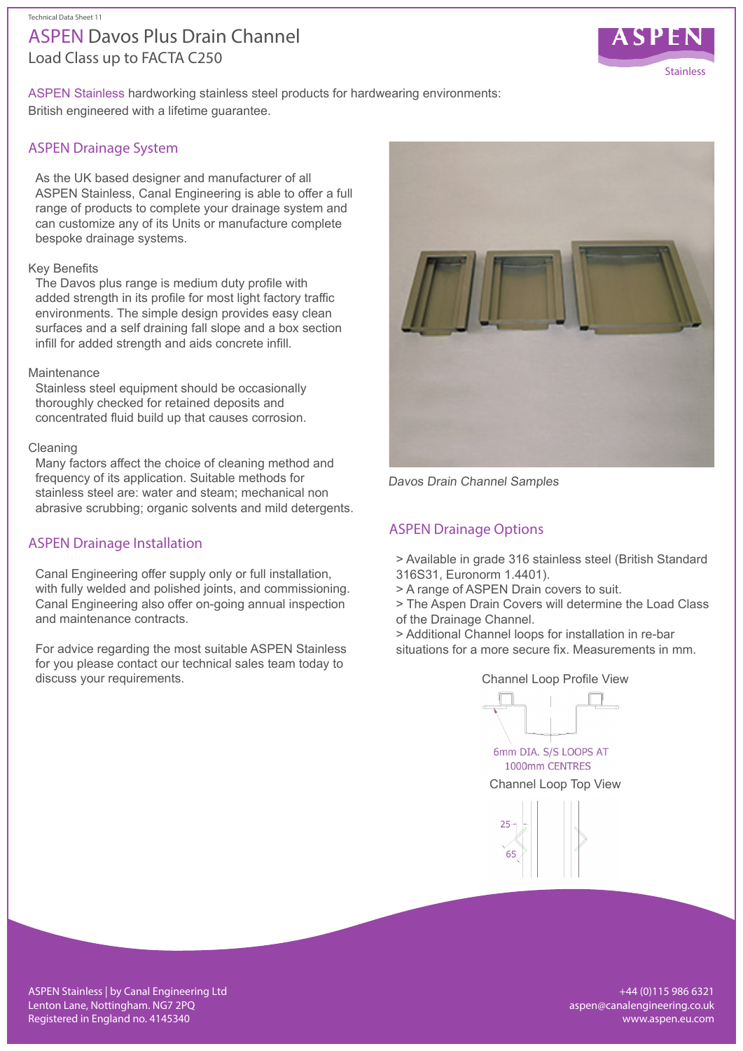Technical Data Sheet 11

# ASPEN Davos Plus Drain Channel

Load Class up to FACTA C250

ASPEN Stainless hardworking stainless steel products for hardwearing environments: British engineered with a lifetime guarantee.

## ASPEN Drainage System

As the UK based designer and manufacturer of all ASPEN Stainless, Canal Engineering is able to offer a full range of products to complete your drainage system and can customize any of its Units or manufacture complete bespoke drainage systems.

### Key Benefits

The Davos plus range is medium duty profile with added strength in its profile for most light factory traffic environments. The simple design provides easy clean surfaces and a self draining fall slope and a box section infill for added strength and aids concrete infill.

### Maintenance

Stainless steel equipment should be occasionally thoroughly checked for retained deposits and concentrated fluid build up that causes corrosion.

### Cleaning

Many factors affect the choice of cleaning method and frequency of its application. Suitable methods for stainless steel are: water and steam; mechanical non abrasive scrubbing; organic solvents and mild detergents.

## ASPEN Drainage Installation

Canal Engineering offer supply only or full installation, with fully welded and polished joints, and commissioning. Canal Engineering also offer on-going annual inspection and maintenance contracts.

For advice regarding the most suitable ASPEN Stainless for you please contact our technical sales team today to discuss your requirements.

*Davos Drain Channel Samples*

## ASPEN Drainage Options

> Available in grade 316 stainless steel (British Standard 316S31, Euronorm 1.4401).

> A range of ASPEN Drain covers to suit.

> The Aspen Drain Covers will determine the Load Class of the Drainage Channel.

> Additional Channel loops for installation in re-bar situations for a more secure fix. Measurements in mm.

Channel Loop Profile View

6mm DIA. S/S LOOPS AT 1000mm CENTRES

Channel Loop Top View

25

65

ASPEN Stainless | by Canal Engineering Ltd
Lenton Lane, Nottingham. NG7 2PQ
Registered in England no. 4145340

+44 (0)115 986 6321
aspen@canalengineering.co.uk
www.aspen.eu.com